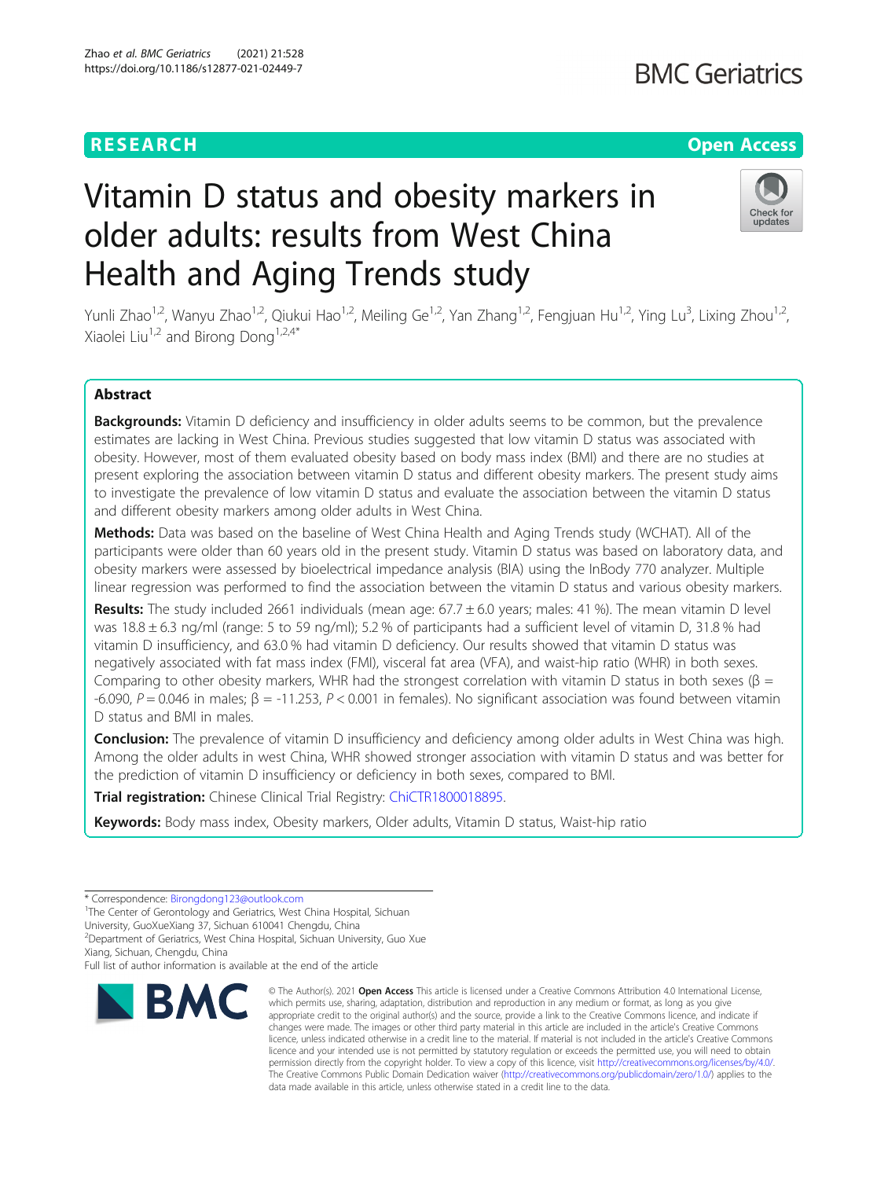RESEARCH

Open Access

# Vitamin D status and obesity markers in older adults: results from West China Health and Aging Trends study

Yunli Zhao[1,2], Wanyu Zhao[1,2], Qiukui Hao[1,2], Meiling Ge[1,2], Yan Zhang[1,2], Fengjuan Hu[1,2], Ying Lu[3], Lixing Zhou[1,2], Xiaolei Liu[1,2] and Birong Dong[1,2,4*]

## Abstract

**Backgrounds:** Vitamin D deficiency and insufficiency in older adults seems to be common, but the prevalence estimates are lacking in West China. Previous studies suggested that low vitamin D status was associated with obesity. However, most of them evaluated obesity based on body mass index (BMI) and there are no studies at present exploring the association between vitamin D status and different obesity markers. The present study aims to investigate the prevalence of low vitamin D status and evaluate the association between the vitamin D status and different obesity markers among older adults in West China.

**Methods:** Data was based on the baseline of West China Health and Aging Trends study (WCHAT). All of the participants were older than 60 years old in the present study. Vitamin D status was based on laboratory data, and obesity markers were assessed by bioelectrical impedance analysis (BIA) using the InBody 770 analyzer. Multiple linear regression was performed to find the association between the vitamin D status and various obesity markers.

**Results:** The study included 2661 individuals (mean age: 67.7 ± 6.0 years; males: 41 %). The mean vitamin D level was 18.8 ± 6.3 ng/ml (range: 5 to 59 ng/ml); 5.2 % of participants had a sufficient level of vitamin D, 31.8 % had vitamin D insufficiency, and 63.0 % had vitamin D deficiency. Our results showed that vitamin D status was negatively associated with fat mass index (FMI), visceral fat area (VFA), and waist-hip ratio (WHR) in both sexes. Comparing to other obesity markers, WHR had the strongest correlation with vitamin D status in both sexes ($\beta$ = -6.090, $P$ = 0.046 in males; $\beta$ = -11.253, $P$ < 0.001 in females). No significant association was found between vitamin D status and BMI in males.

**Conclusion:** The prevalence of vitamin D insufficiency and deficiency among older adults in West China was high. Among the older adults in west China, WHR showed stronger association with vitamin D status and was better for the prediction of vitamin D insufficiency or deficiency in both sexes, compared to BMI.

**Trial registration:** Chinese Clinical Trial Registry: ChiCTR1800018895.

**Keywords:** Body mass index, Obesity markers, Older adults, Vitamin D status, Waist-hip ratio

---

\* Correspondence: Birongdong123@outlook.com
[1]The Center of Gerontology and Geriatrics, West China Hospital, Sichuan University, GuoXueXiang 37, Sichuan 610041 Chengdu, China
[2]Department of Geriatrics, West China Hospital, Sichuan University, Guo Xue Xiang, Sichuan, Chengdu, China
Full list of author information is available at the end of the article

© The Author(s). 2021 **Open Access** This article is licensed under a Creative Commons Attribution 4.0 International License, which permits use, sharing, adaptation, distribution and reproduction in any medium or format, as long as you give appropriate credit to the original author(s) and the source, provide a link to the Creative Commons licence, and indicate if changes were made. The images or other third party material in this article are included in the article's Creative Commons licence, unless indicated otherwise in a credit line to the material. If material is not included in the article's Creative Commons licence and your intended use is not permitted by statutory regulation or exceeds the permitted use, you will need to obtain permission directly from the copyright holder. To view a copy of this licence, visit http://creativecommons.org/licenses/by/4.0/. The Creative Commons Public Domain Dedication waiver (http://creativecommons.org/publicdomain/zero/1.0/) applies to the data made available in this article, unless otherwise stated in a credit line to the data.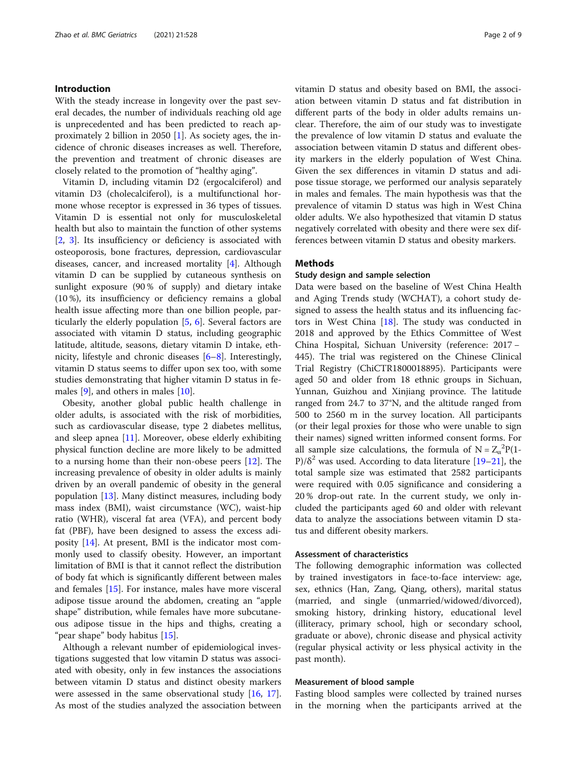## Introduction

With the steady increase in longevity over the past several decades, the number of individuals reaching old age is unprecedented and has been predicted to reach approximately 2 billion in 2050 [1]. As society ages, the incidence of chronic diseases increases as well. Therefore, the prevention and treatment of chronic diseases are closely related to the promotion of "healthy aging".

Vitamin D, including vitamin D2 (ergocalciferol) and vitamin D3 (cholecalciferol), is a multifunctional hormone whose receptor is expressed in 36 types of tissues. Vitamin D is essential not only for musculoskeletal health but also to maintain the function of other systems [2, 3]. Its insufficiency or deficiency is associated with osteoporosis, bone fractures, depression, cardiovascular diseases, cancer, and increased mortality [4]. Although vitamin D can be supplied by cutaneous synthesis on sunlight exposure (90 % of supply) and dietary intake (10 %), its insufficiency or deficiency remains a global health issue affecting more than one billion people, particularly the elderly population [5, 6]. Several factors are associated with vitamin D status, including geographic latitude, altitude, seasons, dietary vitamin D intake, ethnicity, lifestyle and chronic diseases [6–8]. Interestingly, vitamin D status seems to differ upon sex too, with some studies demonstrating that higher vitamin D status in females [9], and others in males [10].

Obesity, another global public health challenge in older adults, is associated with the risk of morbidities, such as cardiovascular disease, type 2 diabetes mellitus, and sleep apnea [11]. Moreover, obese elderly exhibiting physical function decline are more likely to be admitted to a nursing home than their non-obese peers [12]. The increasing prevalence of obesity in older adults is mainly driven by an overall pandemic of obesity in the general population [13]. Many distinct measures, including body mass index (BMI), waist circumstance (WC), waist-hip ratio (WHR), visceral fat area (VFA), and percent body fat (PBF), have been designed to assess the excess adiposity [14]. At present, BMI is the indicator most commonly used to classify obesity. However, an important limitation of BMI is that it cannot reflect the distribution of body fat which is significantly different between males and females [15]. For instance, males have more visceral adipose tissue around the abdomen, creating an "apple shape" distribution, while females have more subcutaneous adipose tissue in the hips and thighs, creating a "pear shape" body habitus [15].

Although a relevant number of epidemiological investigations suggested that low vitamin D status was associated with obesity, only in few instances the associations between vitamin D status and distinct obesity markers were assessed in the same observational study [16, 17]. As most of the studies analyzed the association between vitamin D status and obesity based on BMI, the association between vitamin D status and fat distribution in different parts of the body in older adults remains unclear. Therefore, the aim of our study was to investigate the prevalence of low vitamin D status and evaluate the association between vitamin D status and different obesity markers in the elderly population of West China. Given the sex differences in vitamin D status and adipose tissue storage, we performed our analysis separately in males and females. The main hypothesis was that the prevalence of vitamin D status was high in West China older adults. We also hypothesized that vitamin D status negatively correlated with obesity and there were sex differences between vitamin D status and obesity markers.

## Methods

### Study design and sample selection

Data were based on the baseline of West China Health and Aging Trends study (WCHAT), a cohort study designed to assess the health status and its influencing factors in West China [18]. The study was conducted in 2018 and approved by the Ethics Committee of West China Hospital, Sichuan University (reference: 2017 – 445). The trial was registered on the Chinese Clinical Trial Registry (ChiCTR1800018895). Participants were aged 50 and older from 18 ethnic groups in Sichuan, Yunnan, Guizhou and Xinjiang province. The latitude ranged from 24.7 to 37°N, and the altitude ranged from 500 to 2560 m in the survey location. All participants (or their legal proxies for those who were unable to sign their names) signed written informed consent forms. For all sample size calculations, the formula of $N = Z_{\alpha}^{2}P(1-P)/\delta^{2}$ was used. According to data literature [19–21], the total sample size was estimated that 2582 participants were required with 0.05 significance and considering a 20 % drop-out rate. In the current study, we only included the participants aged 60 and older with relevant data to analyze the associations between vitamin D status and different obesity markers.

### Assessment of characteristics

The following demographic information was collected by trained investigators in face-to-face interview: age, sex, ethnics (Han, Zang, Qiang, others), marital status (married, and single (unmarried/widowed/divorced), smoking history, drinking history, educational level (illiteracy, primary school, high or secondary school, graduate or above), chronic disease and physical activity (regular physical activity or less physical activity in the past month).

### Measurement of blood sample

Fasting blood samples were collected by trained nurses in the morning when the participants arrived at the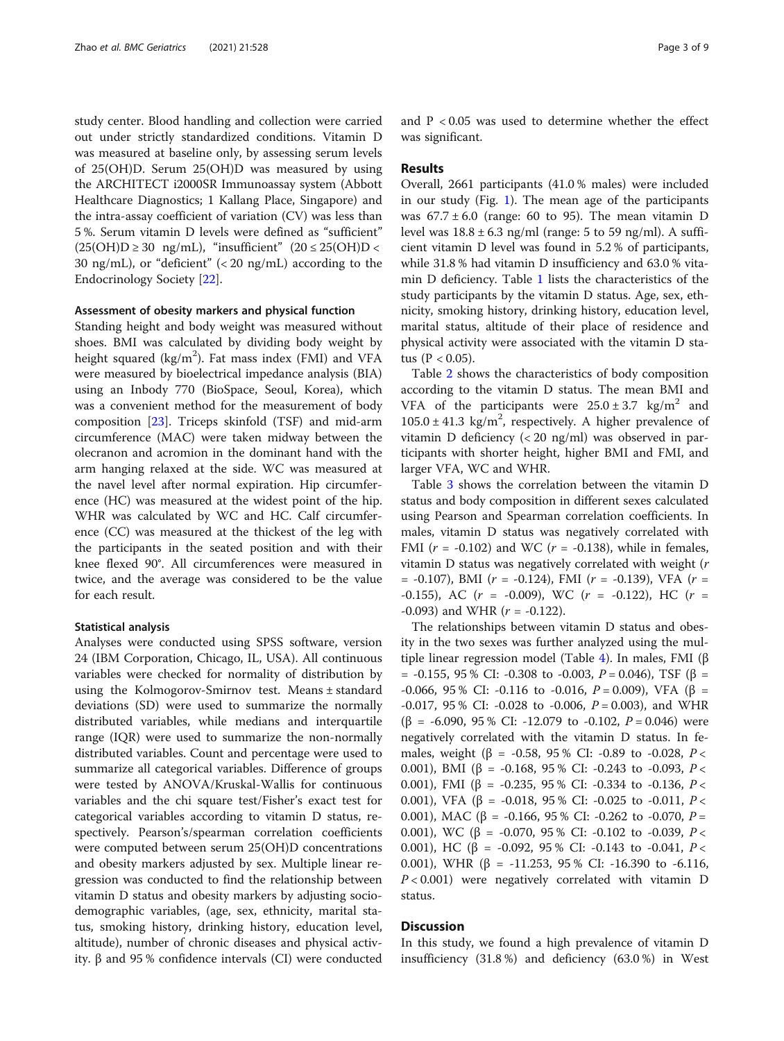study center. Blood handling and collection were carried out under strictly standardized conditions. Vitamin D was measured at baseline only, by assessing serum levels of 25(OH)D. Serum 25(OH)D was measured by using the ARCHITECT i2000SR Immunoassay system (Abbott Healthcare Diagnostics; 1 Kallang Place, Singapore) and the intra-assay coefficient of variation (CV) was less than 5 %. Serum vitamin D levels were defined as "sufficient" (25(OH)D ≥ 30 ng/mL), "insufficient" (20 ≤ 25(OH)D < 30 ng/mL), or "deficient" (< 20 ng/mL) according to the Endocrinology Society [22].

#### Assessment of obesity markers and physical function

Standing height and body weight was measured without shoes. BMI was calculated by dividing body weight by height squared (kg/m$^2$). Fat mass index (FMI) and VFA were measured by bioelectrical impedance analysis (BIA) using an Inbody 770 (BioSpace, Seoul, Korea), which was a convenient method for the measurement of body composition [23]. Triceps skinfold (TSF) and mid-arm circumference (MAC) were taken midway between the olecranon and acromion in the dominant hand with the arm hanging relaxed at the side. WC was measured at the navel level after normal expiration. Hip circumference (HC) was measured at the widest point of the hip. WHR was calculated by WC and HC. Calf circumference (CC) was measured at the thickest of the leg with the participants in the seated position and with their knee flexed 90°. All circumferences were measured in twice, and the average was considered to be the value for each result.

#### Statistical analysis

Analyses were conducted using SPSS software, version 24 (IBM Corporation, Chicago, IL, USA). All continuous variables were checked for normality of distribution by using the Kolmogorov-Smirnov test. Means ± standard deviations (SD) were used to summarize the normally distributed variables, while medians and interquartile range (IQR) were used to summarize the non-normally distributed variables. Count and percentage were used to summarize all categorical variables. Difference of groups were tested by ANOVA/Kruskal-Wallis for continuous variables and the chi square test/Fisher's exact test for categorical variables according to vitamin D status, respectively. Pearson's/spearman correlation coefficients were computed between serum 25(OH)D concentrations and obesity markers adjusted by sex. Multiple linear regression was conducted to find the relationship between vitamin D status and obesity markers by adjusting socio-demographic variables, (age, sex, ethnicity, marital status, smoking history, drinking history, education level, altitude), number of chronic diseases and physical activity. β and 95 % confidence intervals (CI) were conducted and $P < 0.05$ was used to determine whether the effect was significant.

## Results

Overall, 2661 participants (41.0 % males) were included in our study (Fig. 1). The mean age of the participants was 67.7 ± 6.0 (range: 60 to 95). The mean vitamin D level was 18.8 ± 6.3 ng/ml (range: 5 to 59 ng/ml). A sufficient vitamin D level was found in 5.2 % of participants, while 31.8 % had vitamin D insufficiency and 63.0 % vitamin D deficiency. Table 1 lists the characteristics of the study participants by the vitamin D status. Age, sex, ethnicity, smoking history, drinking history, education level, marital status, altitude of their place of residence and physical activity were associated with the vitamin D status ($P < 0.05$).

Table 2 shows the characteristics of body composition according to the vitamin D status. The mean BMI and VFA of the participants were 25.0 ± 3.7 kg/m$^2$ and 105.0 ± 41.3 kg/m$^2$, respectively. A higher prevalence of vitamin D deficiency (< 20 ng/ml) was observed in participants with shorter height, higher BMI and FMI, and larger VFA, WC and WHR.

Table 3 shows the correlation between the vitamin D status and body composition in different sexes calculated using Pearson and Spearman correlation coefficients. In males, vitamin D status was negatively correlated with FMI ($r$ = -0.102) and WC ($r$ = -0.138), while in females, vitamin D status was negatively correlated with weight ($r$ = -0.107), BMI ($r$ = -0.124), FMI ($r$ = -0.139), VFA ($r$ = -0.155), AC ($r$ = -0.009), WC ($r$ = -0.122), HC ($r$ = -0.093) and WHR ($r$ = -0.122).

The relationships between vitamin D status and obesity in the two sexes was further analyzed using the multiple linear regression model (Table 4). In males, FMI (β = -0.155, 95 % CI: -0.308 to -0.003, $P$ = 0.046), TSF (β = -0.066, 95 % CI: -0.116 to -0.016, $P$ = 0.009), VFA (β = -0.017, 95 % CI: -0.028 to -0.006, $P$ = 0.003), and WHR (β = -6.090, 95 % CI: -12.079 to -0.102, $P$ = 0.046) were negatively correlated with the vitamin D status. In females, weight (β = -0.58, 95 % CI: -0.89 to -0.028, $P$ < 0.001), BMI (β = -0.168, 95 % CI: -0.243 to -0.093, $P$ < 0.001), FMI (β = -0.235, 95 % CI: -0.334 to -0.136, $P$ < 0.001), VFA (β = -0.018, 95 % CI: -0.025 to -0.011, $P$ < 0.001), MAC (β = -0.166, 95 % CI: -0.262 to -0.070, $P$ = 0.001), WC (β = -0.070, 95 % CI: -0.102 to -0.039, $P$ < 0.001), HC (β = -0.092, 95 % CI: -0.143 to -0.041, $P$ < 0.001), WHR (β = -11.253, 95 % CI: -16.390 to -6.116, $P$ < 0.001) were negatively correlated with vitamin D status.

## Discussion

In this study, we found a high prevalence of vitamin D insufficiency (31.8 %) and deficiency (63.0 %) in West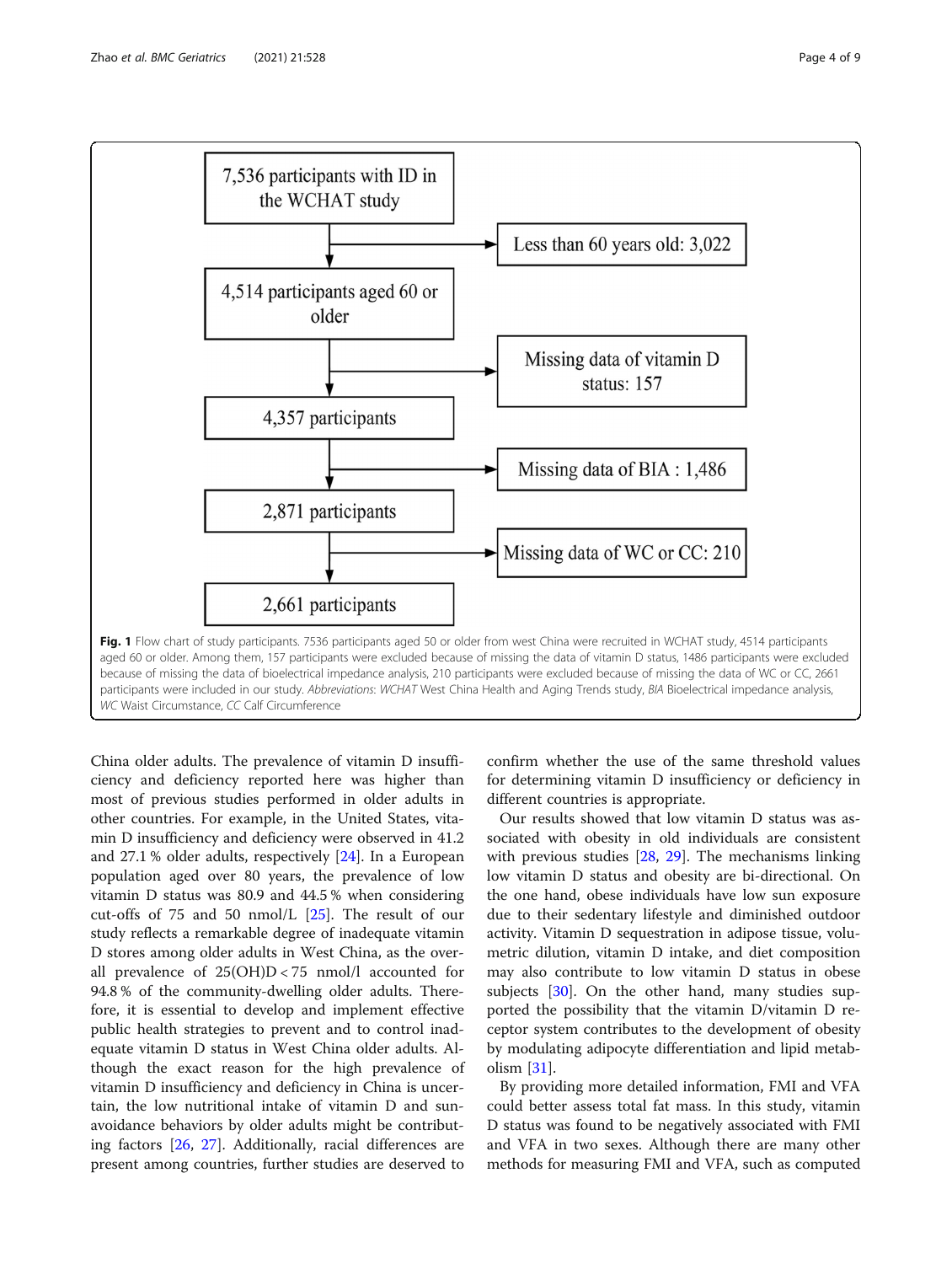7,536 participants with ID in the WCHAT study → Less than 60 years old: 3,022

4,514 participants aged 60 or older → Missing data of vitamin D status: 157

4,357 participants → Missing data of BIA : 1,486

2,871 participants → Missing data of WC or CC: 210

2,661 participants

**Fig. 1** Flow chart of study participants. 7536 participants aged 50 or older from west China were recruited in WCHAT study, 4514 participants aged 60 or older. Among them, 157 participants were excluded because of missing the data of vitamin D status, 1486 participants were excluded because of missing the data of bioelectrical impedance analysis, 210 participants were excluded because of missing the data of WC or CC, 2661 participants were included in our study. *Abbreviations*: *WCHAT* West China Health and Aging Trends study, *BIA* Bioelectrical impedance analysis, *WC* Waist Circumstance, *CC* Calf Circumference

China older adults. The prevalence of vitamin D insufficiency and deficiency reported here was higher than most of previous studies performed in older adults in other countries. For example, in the United States, vitamin D insufficiency and deficiency were observed in 41.2 and 27.1 % older adults, respectively [24]. In a European population aged over 80 years, the prevalence of low vitamin D status was 80.9 and 44.5 % when considering cut-offs of 75 and 50 nmol/L [25]. The result of our study reflects a remarkable degree of inadequate vitamin D stores among older adults in West China, as the overall prevalence of 25(OH)D < 75 nmol/l accounted for 94.8 % of the community-dwelling older adults. Therefore, it is essential to develop and implement effective public health strategies to prevent and to control inadequate vitamin D status in West China older adults. Although the exact reason for the high prevalence of vitamin D insufficiency and deficiency in China is uncertain, the low nutritional intake of vitamin D and sun-avoidance behaviors by older adults might be contributing factors [26, 27]. Additionally, racial differences are present among countries, further studies are deserved to confirm whether the use of the same threshold values for determining vitamin D insufficiency or deficiency in different countries is appropriate.

Our results showed that low vitamin D status was associated with obesity in old individuals are consistent with previous studies [28, 29]. The mechanisms linking low vitamin D status and obesity are bi-directional. On the one hand, obese individuals have low sun exposure due to their sedentary lifestyle and diminished outdoor activity. Vitamin D sequestration in adipose tissue, volumetric dilution, vitamin D intake, and diet composition may also contribute to low vitamin D status in obese subjects [30]. On the other hand, many studies supported the possibility that the vitamin D/vitamin D receptor system contributes to the development of obesity by modulating adipocyte differentiation and lipid metabolism [31].

By providing more detailed information, FMI and VFA could better assess total fat mass. In this study, vitamin D status was found to be negatively associated with FMI and VFA in two sexes. Although there are many other methods for measuring FMI and VFA, such as computed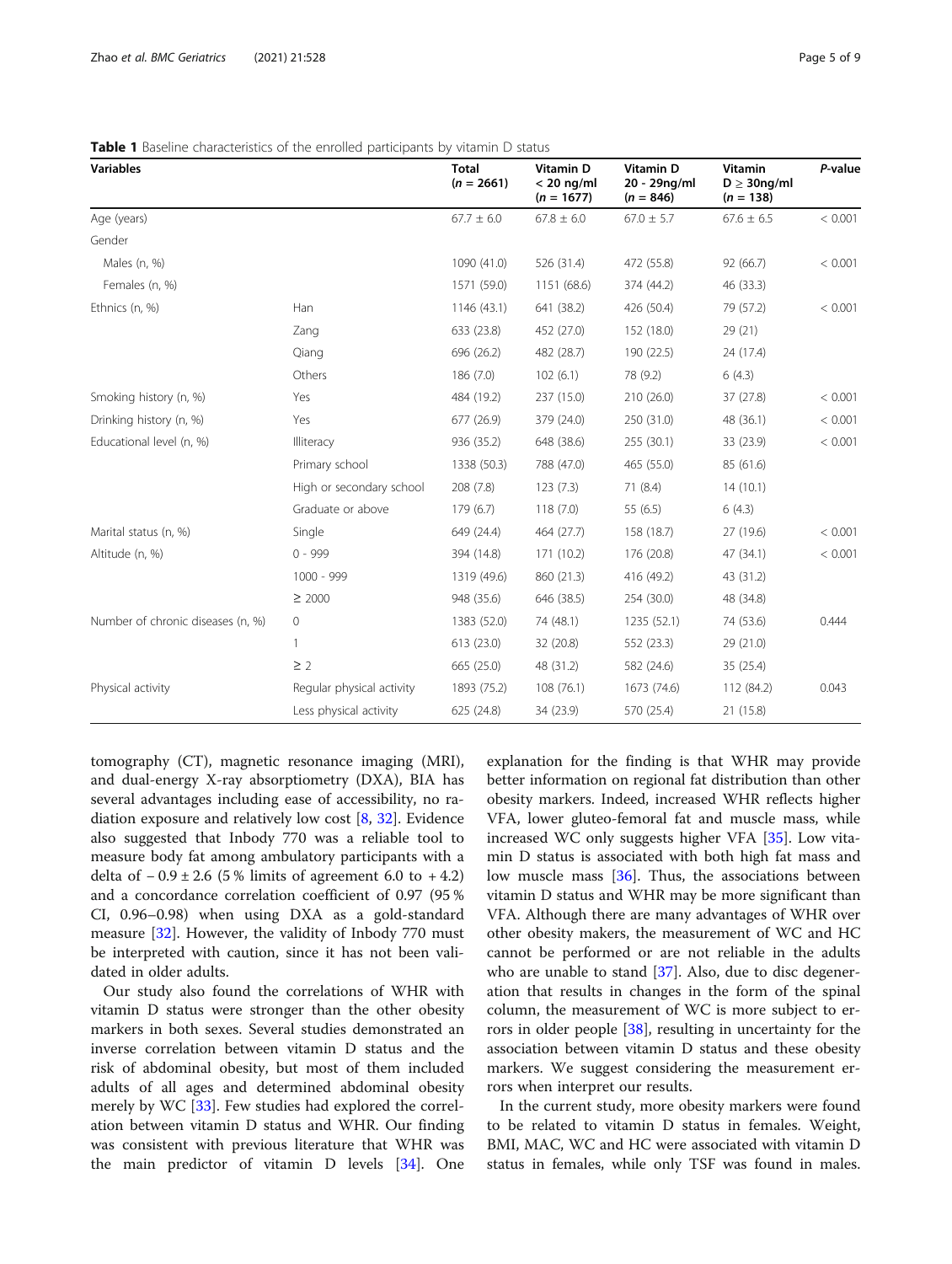**Table 1** Baseline characteristics of the enrolled participants by vitamin D status

| Variables | | Total (n = 2661) | Vitamin D < 20 ng/ml (n = 1677) | Vitamin D 20 - 29ng/ml (n = 846) | Vitamin D ≥ 30ng/ml (n = 138) | P-value |
|---|---|---|---|---|---|---|
| Age (years) | | 67.7 ± 6.0 | 67.8 ± 6.0 | 67.0 ± 5.7 | 67.6 ± 6.5 | < 0.001 |
| Gender | | | | | | |
| Males (n, %) | | 1090 (41.0) | 526 (31.4) | 472 (55.8) | 92 (66.7) | < 0.001 |
| Females (n, %) | | 1571 (59.0) | 1151 (68.6) | 374 (44.2) | 46 (33.3) | |
| Ethnics (n, %) | Han | 1146 (43.1) | 641 (38.2) | 426 (50.4) | 79 (57.2) | < 0.001 |
| | Zang | 633 (23.8) | 452 (27.0) | 152 (18.0) | 29 (21) | |
| | Qiang | 696 (26.2) | 482 (28.7) | 190 (22.5) | 24 (17.4) | |
| | Others | 186 (7.0) | 102 (6.1) | 78 (9.2) | 6 (4.3) | |
| Smoking history (n, %) | Yes | 484 (19.2) | 237 (15.0) | 210 (26.0) | 37 (27.8) | < 0.001 |
| Drinking history (n, %) | Yes | 677 (26.9) | 379 (24.0) | 250 (31.0) | 48 (36.1) | < 0.001 |
| Educational level (n, %) | Illiteracy | 936 (35.2) | 648 (38.6) | 255 (30.1) | 33 (23.9) | < 0.001 |
| | Primary school | 1338 (50.3) | 788 (47.0) | 465 (55.0) | 85 (61.6) | |
| | High or secondary school | 208 (7.8) | 123 (7.3) | 71 (8.4) | 14 (10.1) | |
| | Graduate or above | 179 (6.7) | 118 (7.0) | 55 (6.5) | 6 (4.3) | |
| Marital status (n, %) | Single | 649 (24.4) | 464 (27.7) | 158 (18.7) | 27 (19.6) | < 0.001 |
| Altitude (n, %) | 0 - 999 | 394 (14.8) | 171 (10.2) | 176 (20.8) | 47 (34.1) | < 0.001 |
| | 1000 - 999 | 1319 (49.6) | 860 (21.3) | 416 (49.2) | 43 (31.2) | |
| | ≥ 2000 | 948 (35.6) | 646 (38.5) | 254 (30.0) | 48 (34.8) | |
| Number of chronic diseases (n, %) | 0 | 1383 (52.0) | 74 (48.1) | 1235 (52.1) | 74 (53.6) | 0.444 |
| | 1 | 613 (23.0) | 32 (20.8) | 552 (23.3) | 29 (21.0) | |
| | ≥ 2 | 665 (25.0) | 48 (31.2) | 582 (24.6) | 35 (25.4) | |
| Physical activity | Regular physical activity | 1893 (75.2) | 108 (76.1) | 1673 (74.6) | 112 (84.2) | 0.043 |
| | Less physical activity | 625 (24.8) | 34 (23.9) | 570 (25.4) | 21 (15.8) | |

tomography (CT), magnetic resonance imaging (MRI), and dual-energy X-ray absorptiometry (DXA), BIA has several advantages including ease of accessibility, no radiation exposure and relatively low cost [8, 32]. Evidence also suggested that Inbody 770 was a reliable tool to measure body fat among ambulatory participants with a delta of − 0.9 ± 2.6 (5 % limits of agreement 6.0 to + 4.2) and a concordance correlation coefficient of 0.97 (95 % CI, 0.96–0.98) when using DXA as a gold-standard measure [32]. However, the validity of Inbody 770 must be interpreted with caution, since it has not been validated in older adults.

Our study also found the correlations of WHR with vitamin D status were stronger than the other obesity markers in both sexes. Several studies demonstrated an inverse correlation between vitamin D status and the risk of abdominal obesity, but most of them included adults of all ages and determined abdominal obesity merely by WC [33]. Few studies had explored the correlation between vitamin D status and WHR. Our finding was consistent with previous literature that WHR was the main predictor of vitamin D levels [34]. One explanation for the finding is that WHR may provide better information on regional fat distribution than other obesity markers. Indeed, increased WHR reflects higher VFA, lower gluteo-femoral fat and muscle mass, while increased WC only suggests higher VFA [35]. Low vitamin D status is associated with both high fat mass and low muscle mass [36]. Thus, the associations between vitamin D status and WHR may be more significant than VFA. Although there are many advantages of WHR over other obesity makers, the measurement of WC and HC cannot be performed or are not reliable in the adults who are unable to stand [37]. Also, due to disc degeneration that results in changes in the form of the spinal column, the measurement of WC is more subject to errors in older people [38], resulting in uncertainty for the association between vitamin D status and these obesity markers. We suggest considering the measurement errors when interpret our results.

In the current study, more obesity markers were found to be related to vitamin D status in females. Weight, BMI, MAC, WC and HC were associated with vitamin D status in females, while only TSF was found in males.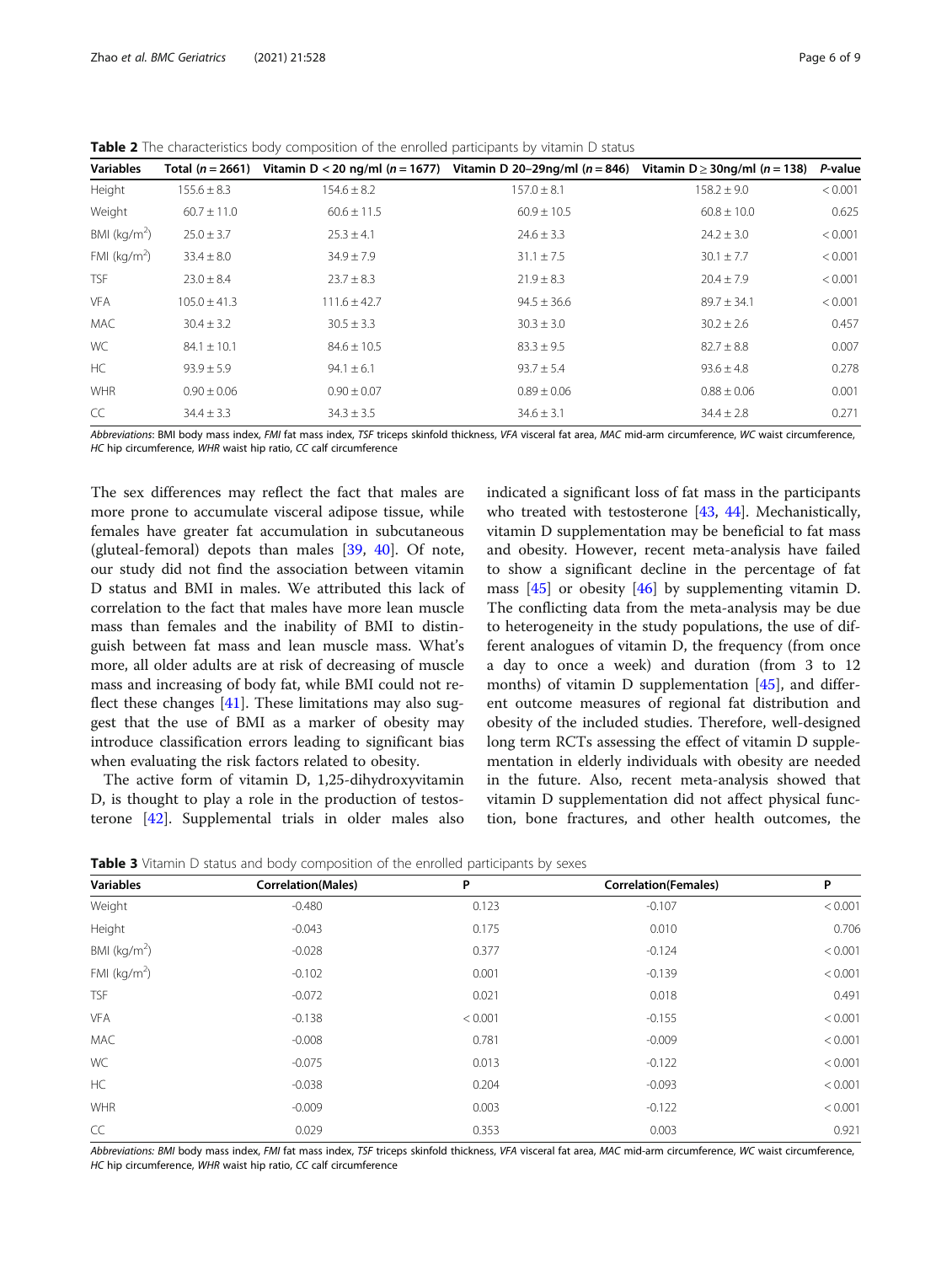**Table 2** The characteristics body composition of the enrolled participants by vitamin D status

| Variables | Total (*n* = 2661) | Vitamin D < 20 ng/ml (*n* = 1677) | Vitamin D 20–29ng/ml (*n* = 846) | Vitamin D ≥ 30ng/ml (*n* = 138) | *P*-value |
|---|---|---|---|---|---|
| Height | 155.6 ± 8.3 | 154.6 ± 8.2 | 157.0 ± 8.1 | 158.2 ± 9.0 | < 0.001 |
| Weight | 60.7 ± 11.0 | 60.6 ± 11.5 | 60.9 ± 10.5 | 60.8 ± 10.0 | 0.625 |
| BMI (kg/m$^2$) | 25.0 ± 3.7 | 25.3 ± 4.1 | 24.6 ± 3.3 | 24.2 ± 3.0 | < 0.001 |
| FMI (kg/m$^2$) | 33.4 ± 8.0 | 34.9 ± 7.9 | 31.1 ± 7.5 | 30.1 ± 7.7 | < 0.001 |
| TSF | 23.0 ± 8.4 | 23.7 ± 8.3 | 21.9 ± 8.3 | 20.4 ± 7.9 | < 0.001 |
| VFA | 105.0 ± 41.3 | 111.6 ± 42.7 | 94.5 ± 36.6 | 89.7 ± 34.1 | < 0.001 |
| MAC | 30.4 ± 3.2 | 30.5 ± 3.3 | 30.3 ± 3.0 | 30.2 ± 2.6 | 0.457 |
| WC | 84.1 ± 10.1 | 84.6 ± 10.5 | 83.3 ± 9.5 | 82.7 ± 8.8 | 0.007 |
| HC | 93.9 ± 5.9 | 94.1 ± 6.1 | 93.7 ± 5.4 | 93.6 ± 4.8 | 0.278 |
| WHR | 0.90 ± 0.06 | 0.90 ± 0.07 | 0.89 ± 0.06 | 0.88 ± 0.06 | 0.001 |
| CC | 34.4 ± 3.3 | 34.3 ± 3.5 | 34.6 ± 3.1 | 34.4 ± 2.8 | 0.271 |

*Abbreviations*: BMI body mass index, *FMI* fat mass index, *TSF* triceps skinfold thickness, *VFA* visceral fat area, *MAC* mid-arm circumference, *WC* waist circumference, *HC* hip circumference, *WHR* waist hip ratio, *CC* calf circumference

The sex differences may reflect the fact that males are more prone to accumulate visceral adipose tissue, while females have greater fat accumulation in subcutaneous (gluteal-femoral) depots than males [39, 40]. Of note, our study did not find the association between vitamin D status and BMI in males. We attributed this lack of correlation to the fact that males have more lean muscle mass than females and the inability of BMI to distinguish between fat mass and lean muscle mass. What's more, all older adults are at risk of decreasing of muscle mass and increasing of body fat, while BMI could not reflect these changes [41]. These limitations may also suggest that the use of BMI as a marker of obesity may introduce classification errors leading to significant bias when evaluating the risk factors related to obesity.

The active form of vitamin D, 1,25-dihydroxyvitamin D, is thought to play a role in the production of testosterone [42]. Supplemental trials in older males also indicated a significant loss of fat mass in the participants who treated with testosterone [43, 44]. Mechanistically, vitamin D supplementation may be beneficial to fat mass and obesity. However, recent meta-analysis have failed to show a significant decline in the percentage of fat mass [45] or obesity [46] by supplementing vitamin D. The conflicting data from the meta-analysis may be due to heterogeneity in the study populations, the use of different analogues of vitamin D, the frequency (from once a day to once a week) and duration (from 3 to 12 months) of vitamin D supplementation [45], and different outcome measures of regional fat distribution and obesity of the included studies. Therefore, well-designed long term RCTs assessing the effect of vitamin D supplementation in elderly individuals with obesity are needed in the future. Also, recent meta-analysis showed that vitamin D supplementation did not affect physical function, bone fractures, and other health outcomes, the

**Table 3** Vitamin D status and body composition of the enrolled participants by sexes

| Variables | Correlation(Males) | P | Correlation(Females) | P |
|---|---|---|---|---|
| Weight | -0.480 | 0.123 | -0.107 | < 0.001 |
| Height | -0.043 | 0.175 | 0.010 | 0.706 |
| BMI (kg/m$^2$) | -0.028 | 0.377 | -0.124 | < 0.001 |
| FMI (kg/m$^2$) | -0.102 | 0.001 | -0.139 | < 0.001 |
| TSF | -0.072 | 0.021 | 0.018 | 0.491 |
| VFA | -0.138 | < 0.001 | -0.155 | < 0.001 |
| MAC | -0.008 | 0.781 | -0.009 | < 0.001 |
| WC | -0.075 | 0.013 | -0.122 | < 0.001 |
| HC | -0.038 | 0.204 | -0.093 | < 0.001 |
| WHR | -0.009 | 0.003 | -0.122 | < 0.001 |
| CC | 0.029 | 0.353 | 0.003 | 0.921 |

*Abbreviations: BMI* body mass index, *FMI* fat mass index, *TSF* triceps skinfold thickness, *VFA* visceral fat area, *MAC* mid-arm circumference, *WC* waist circumference, *HC* hip circumference, *WHR* waist hip ratio, *CC* calf circumference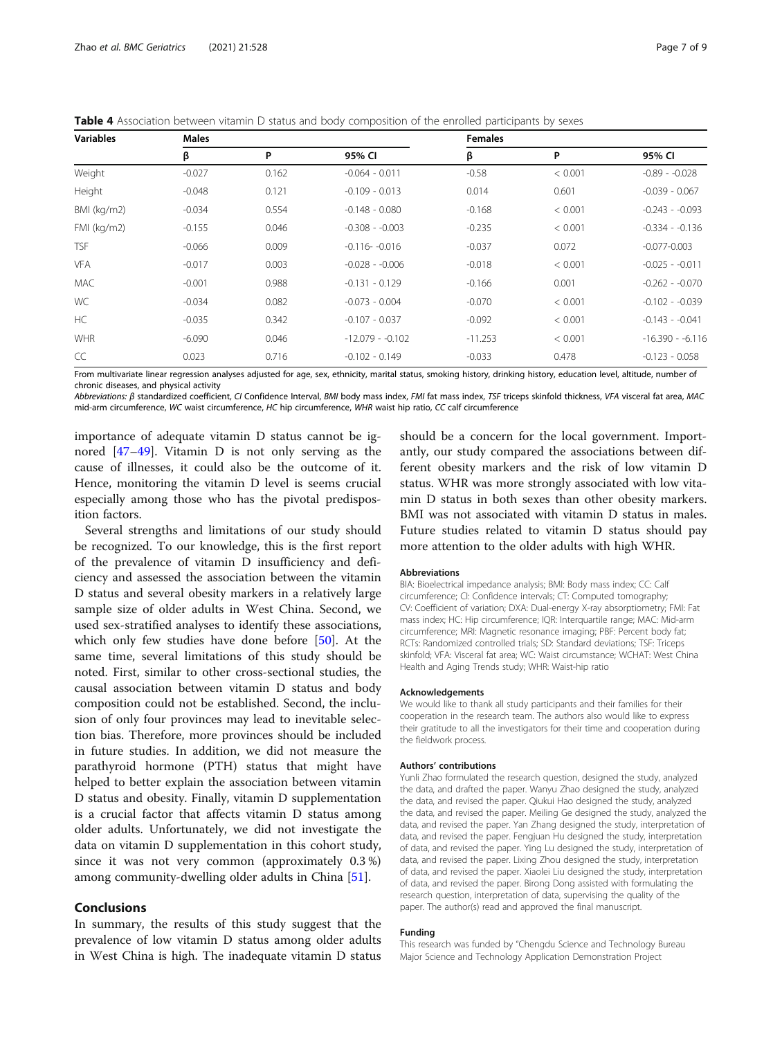**Table 4** Association between vitamin D status and body composition of the enrolled participants by sexes

| Variables | Males | | | Females | | |
|---|---|---|---|---|---|---|
| | β | P | 95% CI | β | P | 95% CI |
| Weight | -0.027 | 0.162 | -0.064 - 0.011 | -0.58 | < 0.001 | -0.89 - -0.028 |
| Height | -0.048 | 0.121 | -0.109 - 0.013 | 0.014 | 0.601 | -0.039 - 0.067 |
| BMI (kg/m2) | -0.034 | 0.554 | -0.148 - 0.080 | -0.168 | < 0.001 | -0.243 - -0.093 |
| FMI (kg/m2) | -0.155 | 0.046 | -0.308 - -0.003 | -0.235 | < 0.001 | -0.334 - -0.136 |
| TSF | -0.066 | 0.009 | -0.116- -0.016 | -0.037 | 0.072 | -0.077-0.003 |
| VFA | -0.017 | 0.003 | -0.028 - -0.006 | -0.018 | < 0.001 | -0.025 - -0.011 |
| MAC | -0.001 | 0.988 | -0.131 - 0.129 | -0.166 | 0.001 | -0.262 - -0.070 |
| WC | -0.034 | 0.082 | -0.073 - 0.004 | -0.070 | < 0.001 | -0.102 - -0.039 |
| HC | -0.035 | 0.342 | -0.107 - 0.037 | -0.092 | < 0.001 | -0.143 - -0.041 |
| WHR | -6.090 | 0.046 | -12.079 - -0.102 | -11.253 | < 0.001 | -16.390 - -6.116 |
| CC | 0.023 | 0.716 | -0.102 - 0.149 | -0.033 | 0.478 | -0.123 - 0.058 |

From multivariate linear regression analyses adjusted for age, sex, ethnicity, marital status, smoking history, drinking history, education level, altitude, number of chronic diseases, and physical activity

*Abbreviations: β* standardized coefficient, *CI* Confidence Interval, *BMI* body mass index, *FMI* fat mass index, *TSF* triceps skinfold thickness, *VFA* visceral fat area, *MAC* mid-arm circumference, *WC* waist circumference, *HC* hip circumference, *WHR* waist hip ratio, *CC* calf circumference

importance of adequate vitamin D status cannot be ignored [47–49]. Vitamin D is not only serving as the cause of illnesses, it could also be the outcome of it. Hence, monitoring the vitamin D level is seems crucial especially among those who has the pivotal predisposition factors.

Several strengths and limitations of our study should be recognized. To our knowledge, this is the first report of the prevalence of vitamin D insufficiency and deficiency and assessed the association between the vitamin D status and several obesity markers in a relatively large sample size of older adults in West China. Second, we used sex-stratified analyses to identify these associations, which only few studies have done before [50]. At the same time, several limitations of this study should be noted. First, similar to other cross-sectional studies, the causal association between vitamin D status and body composition could not be established. Second, the inclusion of only four provinces may lead to inevitable selection bias. Therefore, more provinces should be included in future studies. In addition, we did not measure the parathyroid hormone (PTH) status that might have helped to better explain the association between vitamin D status and obesity. Finally, vitamin D supplementation is a crucial factor that affects vitamin D status among older adults. Unfortunately, we did not investigate the data on vitamin D supplementation in this cohort study, since it was not very common (approximately 0.3 %) among community-dwelling older adults in China [51].

## Conclusions

In summary, the results of this study suggest that the prevalence of low vitamin D status among older adults in West China is high. The inadequate vitamin D status should be a concern for the local government. Importantly, our study compared the associations between different obesity markers and the risk of low vitamin D status. WHR was more strongly associated with low vitamin D status in both sexes than other obesity markers. BMI was not associated with vitamin D status in males. Future studies related to vitamin D status should pay more attention to the older adults with high WHR.

### Abbreviations

BIA: Bioelectrical impedance analysis; BMI: Body mass index; CC: Calf circumference; CI: Confidence intervals; CT: Computed tomography; CV: Coefficient of variation; DXA: Dual-energy X-ray absorptiometry; FMI: Fat mass index; HC: Hip circumference; IQR: Interquartile range; MAC: Mid-arm circumference; MRI: Magnetic resonance imaging; PBF: Percent body fat; RCTs: Randomized controlled trials; SD: Standard deviations; TSF: Triceps skinfold; VFA: Visceral fat area; WC: Waist circumstance; WCHAT: West China Health and Aging Trends study; WHR: Waist-hip ratio

### Acknowledgements

We would like to thank all study participants and their families for their cooperation in the research team. The authors also would like to express their gratitude to all the investigators for their time and cooperation during the fieldwork process.

### Authors' contributions

Yunli Zhao formulated the research question, designed the study, analyzed the data, and drafted the paper. Wanyu Zhao designed the study, analyzed the data, and revised the paper. Qiukui Hao designed the study, analyzed the data, and revised the paper. Meiling Ge designed the study, analyzed the data, and revised the paper. Yan Zhang designed the study, interpretation of data, and revised the paper. Fengjuan Hu designed the study, interpretation of data, and revised the paper. Ying Lu designed the study, interpretation of data, and revised the paper. Lixing Zhou designed the study, interpretation of data, and revised the paper. Xiaolei Liu designed the study, interpretation of data, and revised the paper. Birong Dong assisted with formulating the research question, interpretation of data, supervising the quality of the paper. The author(s) read and approved the final manuscript.

### Funding

This research was funded by "Chengdu Science and Technology Bureau Major Science and Technology Application Demonstration Project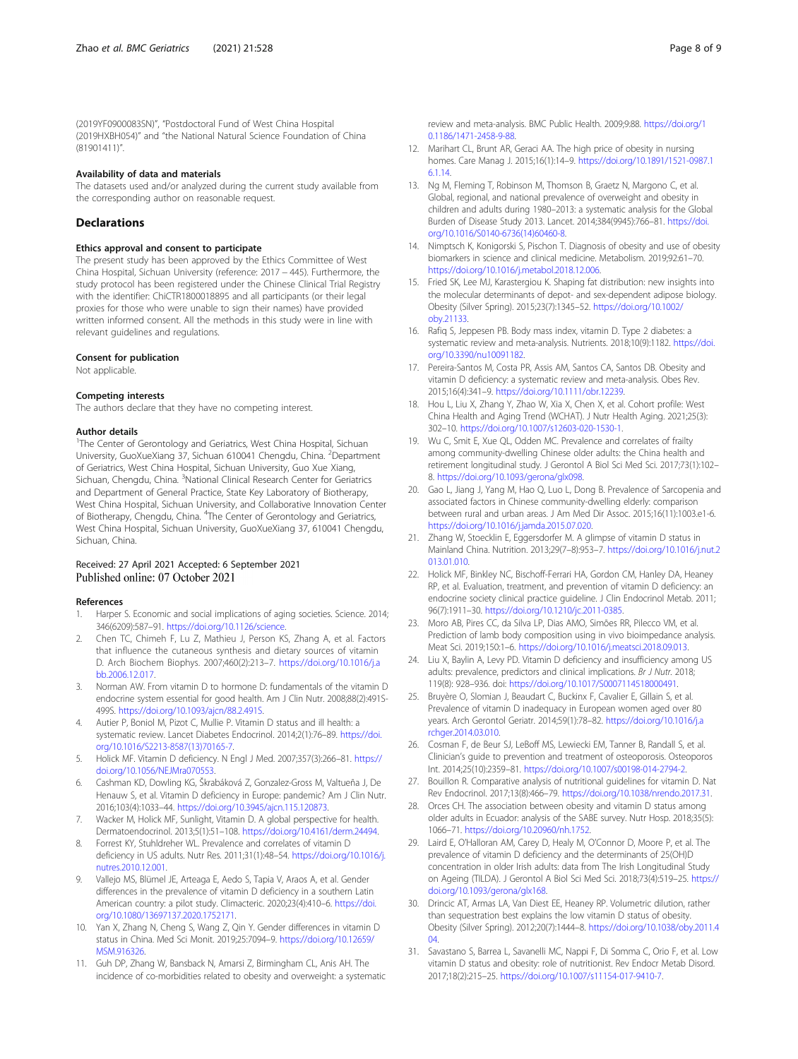(2019YF0900083SN)", "Postdoctoral Fund of West China Hospital (2019HXBH054)" and "the National Natural Science Foundation of China (81901411)".

### Availability of data and materials

The datasets used and/or analyzed during the current study available from the corresponding author on reasonable request.

## Declarations

### Ethics approval and consent to participate

The present study has been approved by the Ethics Committee of West China Hospital, Sichuan University (reference: 2017 – 445). Furthermore, the study protocol has been registered under the Chinese Clinical Trial Registry with the identifier: ChiCTR1800018895 and all participants (or their legal proxies for those who were unable to sign their names) have provided written informed consent. All the methods in this study were in line with relevant guidelines and regulations.

### Consent for publication

Not applicable.

### Competing interests

The authors declare that they have no competing interest.

### Author details

[1]The Center of Gerontology and Geriatrics, West China Hospital, Sichuan University, GuoXueXiang 37, Sichuan 610041 Chengdu, China. [2]Department of Geriatrics, West China Hospital, Sichuan University, Guo Xue Xiang, Sichuan, Chengdu, China. [3]National Clinical Research Center for Geriatrics and Department of General Practice, State Key Laboratory of Biotherapy, West China Hospital, Sichuan University, and Collaborative Innovation Center of Biotherapy, Chengdu, China. [4]The Center of Gerontology and Geriatrics, West China Hospital, Sichuan University, GuoXueXiang 37, 610041 Chengdu, Sichuan, China.

Received: 27 April 2021 Accepted: 6 September 2021
Published online: 07 October 2021

### References

1. Harper S. Economic and social implications of aging societies. Science. 2014; 346(6209):587–91. https://doi.org/10.1126/science.
2. Chen TC, Chimeh F, Lu Z, Mathieu J, Person KS, Zhang A, et al. Factors that influence the cutaneous synthesis and dietary sources of vitamin D. Arch Biochem Biophys. 2007;460(2):213–7. https://doi.org/10.1016/j.abb.2006.12.017.
3. Norman AW. From vitamin D to hormone D: fundamentals of the vitamin D endocrine system essential for good health. Am J Clin Nutr. 2008;88(2):491S-499S. https://doi.org/10.1093/ajcn/88.2.491S.
4. Autier P, Boniol M, Pizot C, Mullie P. Vitamin D status and ill health: a systematic review. Lancet Diabetes Endocrinol. 2014;2(1):76–89. https://doi.org/10.1016/S2213-8587(13)70165-7.
5. Holick MF. Vitamin D deficiency. N Engl J Med. 2007;357(3):266–81. https://doi.org/10.1056/NEJMra070553.
6. Cashman KD, Dowling KG, Škrabáková Z, Gonzalez-Gross M, Valtueña J, De Henauw S, et al. Vitamin D deficiency in Europe: pandemic? Am J Clin Nutr. 2016;103(4):1033–44. https://doi.org/10.3945/ajcn.115.120873.
7. Wacker M, Holick MF, Sunlight, Vitamin D. A global perspective for health. Dermatoendocrinol. 2013;5(1):51–108. https://doi.org/10.4161/derm.24494.
8. Forrest KY, Stuhldreher WL. Prevalence and correlates of vitamin D deficiency in US adults. Nutr Res. 2011;31(1):48–54. https://doi.org/10.1016/j.nutres.2010.12.001.
9. Vallejo MS, Blümel JE, Arteaga E, Aedo S, Tapia V, Araos A, et al. Gender differences in the prevalence of vitamin D deficiency in a southern Latin American country: a pilot study. Climacteric. 2020;23(4):410–6. https://doi.org/10.1080/13697137.2020.1752171.
10. Yan X, Zhang N, Cheng S, Wang Z, Qin Y. Gender differences in vitamin D status in China. Med Sci Monit. 2019;25:7094–9. https://doi.org/10.12659/MSM.916326.
11. Guh DP, Zhang W, Bansback N, Amarsi Z, Birmingham CL, Anis AH. The incidence of co-morbidities related to obesity and overweight: a systematic review and meta-analysis. BMC Public Health. 2009;9:88. https://doi.org/10.1186/1471-2458-9-88.
12. Marihart CL, Brunt AR, Geraci AA. The high price of obesity in nursing homes. Care Manag J. 2015;16(1):14–9. https://doi.org/10.1891/1521-0987.16.1.14.
13. Ng M, Fleming T, Robinson M, Thomson B, Graetz N, Margono C, et al. Global, regional, and national prevalence of overweight and obesity in children and adults during 1980–2013: a systematic analysis for the Global Burden of Disease Study 2013. Lancet. 2014;384(9945):766–81. https://doi.org/10.1016/S0140-6736(14)60460-8.
14. Nimptsch K, Konigorski S, Pischon T. Diagnosis of obesity and use of obesity biomarkers in science and clinical medicine. Metabolism. 2019;92:61–70. https://doi.org/10.1016/j.metabol.2018.12.006.
15. Fried SK, Lee MJ, Karastergiou K. Shaping fat distribution: new insights into the molecular determinants of depot- and sex-dependent adipose biology. Obesity (Silver Spring). 2015;23(7):1345–52. https://doi.org/10.1002/oby.21133.
16. Rafiq S, Jeppesen PB. Body mass index, vitamin D. Type 2 diabetes: a systematic review and meta-analysis. Nutrients. 2018;10(9):1182. https://doi.org/10.3390/nu10091182.
17. Pereira-Santos M, Costa PR, Assis AM, Santos CA, Santos DB. Obesity and vitamin D deficiency: a systematic review and meta-analysis. Obes Rev. 2015;16(4):341–9. https://doi.org/10.1111/obr.12239.
18. Hou L, Liu X, Zhang Y, Zhao W, Xia X, Chen X, et al. Cohort profile: West China Health and Aging Trend (WCHAT). J Nutr Health Aging. 2021;25(3):302–10. https://doi.org/10.1007/s12603-020-1530-1.
19. Wu C, Smit E, Xue QL, Odden MC. Prevalence and correlates of frailty among community-dwelling Chinese older adults: the China health and retirement longitudinal study. J Gerontol A Biol Sci Med Sci. 2017;73(1):102–8. https://doi.org/10.1093/gerona/glx098.
20. Gao L, Jiang J, Yang M, Hao Q, Luo L, Dong B. Prevalence of Sarcopenia and associated factors in Chinese community-dwelling elderly: comparison between rural and urban areas. J Am Med Dir Assoc. 2015;16(11):1003.e1-6. https://doi.org/10.1016/j.jamda.2015.07.020.
21. Zhang W, Stoecklin E, Eggersdorfer M. A glimpse of vitamin D status in Mainland China. Nutrition. 2013;29(7–8):953–7. https://doi.org/10.1016/j.nut.2013.01.010.
22. Holick MF, Binkley NC, Bischoff-Ferrari HA, Gordon CM, Hanley DA, Heaney RP, et al. Evaluation, treatment, and prevention of vitamin D deficiency: an endocrine society clinical practice guideline. J Clin Endocrinol Metab. 2011; 96(7):1911–30. https://doi.org/10.1210/jc.2011-0385.
23. Moro AB, Pires CC, da Silva LP, Dias AMO, Simões RR, Pilecco VM, et al. Prediction of lamb body composition using in vivo bioimpedance analysis. Meat Sci. 2019;150:1–6. https://doi.org/10.1016/j.meatsci.2018.09.013.
24. Liu X, Baylin A, Levy PD. Vitamin D deficiency and insufficiency among US adults: prevalence, predictors and clinical implications. *Br J Nutr*. 2018; 119(8): 928–936. doi: https://doi.org/10.1017/S0007114518000491.
25. Bruyère O, Slomian J, Beaudart C, Buckinx F, Cavalier E, Gillain S, et al. Prevalence of vitamin D inadequacy in European women aged over 80 years. Arch Gerontol Geriatr. 2014;59(1):78–82. https://doi.org/10.1016/j.archger.2014.03.010.
26. Cosman F, de Beur SJ, LeBoff MS, Lewiecki EM, Tanner B, Randall S, et al. Clinician's guide to prevention and treatment of osteoporosis. Osteoporos Int. 2014;25(10):2359–81. https://doi.org/10.1007/s00198-014-2794-2.
27. Bouillon R. Comparative analysis of nutritional guidelines for vitamin D. Nat Rev Endocrinol. 2017;13(8):466–79. https://doi.org/10.1038/nrendo.2017.31.
28. Orces CH. The association between obesity and vitamin D status among older adults in Ecuador: analysis of the SABE survey. Nutr Hosp. 2018;35(5):1066–71. https://doi.org/10.20960/nh.1752.
29. Laird E, O'Halloran AM, Carey D, Healy M, O'Connor D, Moore P, et al. The prevalence of vitamin D deficiency and the determinants of 25(OH)D concentration in older Irish adults: data from The Irish Longitudinal Study on Ageing (TILDA). J Gerontol A Biol Sci Med Sci. 2018;73(4):519–25. https://doi.org/10.1093/gerona/glx168.
30. Drincic AT, Armas LA, Van Diest EE, Heaney RP. Volumetric dilution, rather than sequestration best explains the low vitamin D status of obesity. Obesity (Silver Spring). 2012;20(7):1444–8. https://doi.org/10.1038/oby.2011.404.
31. Savastano S, Barrea L, Savanelli MC, Nappi F, Di Somma C, Orio F, et al. Low vitamin D status and obesity: role of nutritionist. Rev Endocr Metab Disord. 2017;18(2):215–25. https://doi.org/10.1007/s11154-017-9410-7.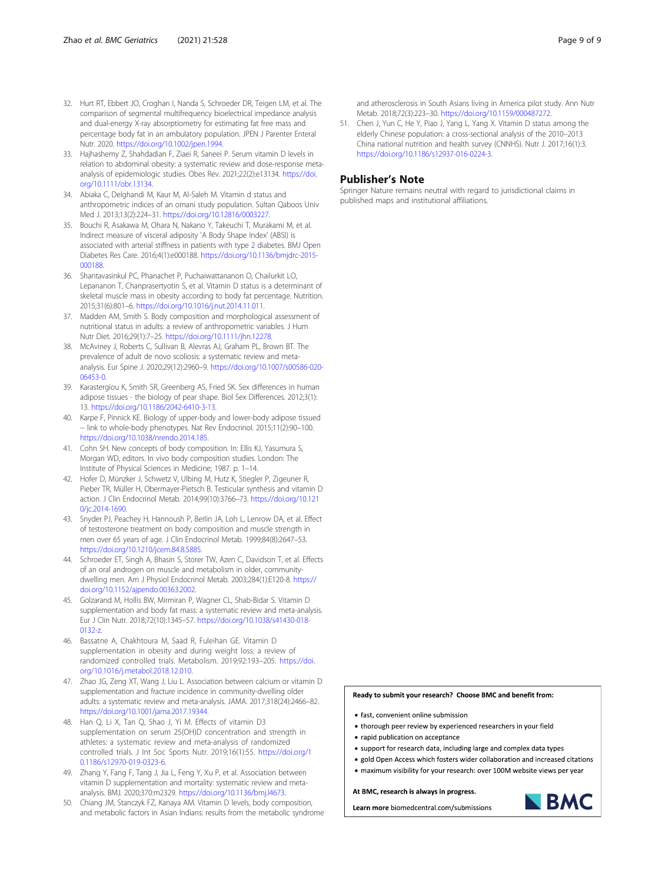32. Hurt RT, Ebbert JO, Croghan I, Nanda S, Schroeder DR, Teigen LM, et al. The comparison of segmental multifrequency bioelectrical impedance analysis and dual-energy X-ray absorptiometry for estimating fat free mass and percentage body fat in an ambulatory population. JPEN J Parenter Enteral Nutr. 2020. https://doi.org/10.1002/jpen.1994.
33. Hajhashemy Z, Shahdadian F, Ziaei R, Saneei P. Serum vitamin D levels in relation to abdominal obesity: a systematic review and dose-response meta-analysis of epidemiologic studies. Obes Rev. 2021;22(2):e13134. https://doi.org/10.1111/obr.13134.
34. Abiaka C, Delghandi M, Kaur M, Al-Saleh M. Vitamin d status and anthropometric indices of an omani study population. Sultan Qaboos Univ Med J. 2013;13(2):224–31. https://doi.org/10.12816/0003227.
35. Bouchi R, Asakawa M, Ohara N, Nakano Y, Takeuchi T, Murakami M, et al. Indirect measure of visceral adiposity 'A Body Shape Index' (ABSI) is associated with arterial stiffness in patients with type 2 diabetes. BMJ Open Diabetes Res Care. 2016;4(1):e000188. https://doi.org/10.1136/bmjdrc-2015-000188.
36. Shantavasinkul PC, Phanachet P, Puchaiwattananon O, Chailurkit LO, Lepananon T, Chanprasertyotin S, et al. Vitamin D status is a determinant of skeletal muscle mass in obesity according to body fat percentage. Nutrition. 2015;31(6):801–6. https://doi.org/10.1016/j.nut.2014.11.011.
37. Madden AM, Smith S. Body composition and morphological assessment of nutritional status in adults: a review of anthropometric variables. J Hum Nutr Diet. 2016;29(1):7–25. https://doi.org/10.1111/jhn.12278.
38. McAviney J, Roberts C, Sullivan B, Alevras AJ, Graham PL, Brown BT. The prevalence of adult de novo scoliosis: a systematic review and meta-analysis. Eur Spine J. 2020;29(12):2960–9. https://doi.org/10.1007/s00586-020-06453-0.
39. Karastergiou K, Smith SR, Greenberg AS, Fried SK. Sex differences in human adipose tissues - the biology of pear shape. Biol Sex Differences. 2012;3(1):13. https://doi.org/10.1186/2042-6410-3-13.
40. Karpe F, Pinnick KE. Biology of upper-body and lower-body adipose tissued -- link to whole-body phenotypes. Nat Rev Endocrinol. 2015;11(2):90–100. https://doi.org/10.1038/nrendo.2014.185.
41. Cohn SH. New concepts of body composition. In: Ellis KJ, Yasumura S, Morgan WD, editors. In vivo body composition studies. London: The Institute of Physical Sciences in Medicine; 1987. p. 1–14.
42. Hofer D, Münzker J, Schwetz V, Ulbing M, Hutz K, Stiegler P, Zigeuner R, Pieber TR, Müller H, Obermayer-Pietsch B. Testicular synthesis and vitamin D action. J Clin Endocrinol Metab. 2014;99(10):3766–73. https://doi.org/10.1210/jc.2014-1690.
43. Snyder PJ, Peachey H, Hannoush P, Berlin JA, Loh L, Lenrow DA, et al. Effect of testosterone treatment on body composition and muscle strength in men over 65 years of age. J Clin Endocrinol Metab. 1999;84(8):2647–53. https://doi.org/10.1210/jcem.84.8.5885.
44. Schroeder ET, Singh A, Bhasin S, Storer TW, Azen C, Davidson T, et al. Effects of an oral androgen on muscle and metabolism in older, community-dwelling men. Am J Physiol Endocrinol Metab. 2003;284(1):E120-8. https://doi.org/10.1152/ajpendo.00363.2002.
45. Golzarand M, Hollis BW, Mirmiran P, Wagner CL, Shab-Bidar S. Vitamin D supplementation and body fat mass: a systematic review and meta-analysis. Eur J Clin Nutr. 2018;72(10):1345–57. https://doi.org/10.1038/s41430-018-0132-z.
46. Bassatne A, Chakhtoura M, Saad R, Fuleihan GE. Vitamin D supplementation in obesity and during weight loss: a review of randomized controlled trials. Metabolism. 2019;92:193–205. https://doi.org/10.1016/j.metabol.2018.12.010.
47. Zhao JG, Zeng XT, Wang J, Liu L. Association between calcium or vitamin D supplementation and fracture incidence in community-dwelling older adults: a systematic review and meta-analysis. JAMA. 2017;318(24):2466–82. https://doi.org/10.1001/jama.2017.19344.
48. Han Q, Li X, Tan Q, Shao J, Yi M. Effects of vitamin D3 supplementation on serum 25(OH)D concentration and strength in athletes: a systematic review and meta-analysis of randomized controlled trials. J Int Soc Sports Nutr. 2019;16(1):55. https://doi.org/10.1186/s12970-019-0323-6.
49. Zhang Y, Fang F, Tang J, Jia L, Feng Y, Xu P, et al. Association between vitamin D supplementation and mortality: systematic review and meta-analysis. BMJ. 2020;370:m2329. https://doi.org/10.1136/bmj.l4673.
50. Chiang JM, Stanczyk FZ, Kanaya AM. Vitamin D levels, body composition, and metabolic factors in Asian Indians: results from the metabolic syndrome and atherosclerosis in South Asians living in America pilot study. Ann Nutr Metab. 2018;72(3):223–30. https://doi.org/10.1159/000487272.
51. Chen J, Yun C, He Y, Piao J, Yang L, Yang X. Vitamin D status among the elderly Chinese population: a cross-sectional analysis of the 2010–2013 China national nutrition and health survey (CNNHS). Nutr J. 2017;16(1):3. https://doi.org/10.1186/s12937-016-0224-3.

## Publisher's Note

Springer Nature remains neutral with regard to jurisdictional claims in published maps and institutional affiliations.

**Ready to submit your research? Choose BMC and benefit from:**

- fast, convenient online submission
- thorough peer review by experienced researchers in your field
- rapid publication on acceptance
- support for research data, including large and complex data types
- gold Open Access which fosters wider collaboration and increased citations
- maximum visibility for your research: over 100M website views per year

**At BMC, research is always in progress.**

**Learn more** biomedcentral.com/submissions

BMC